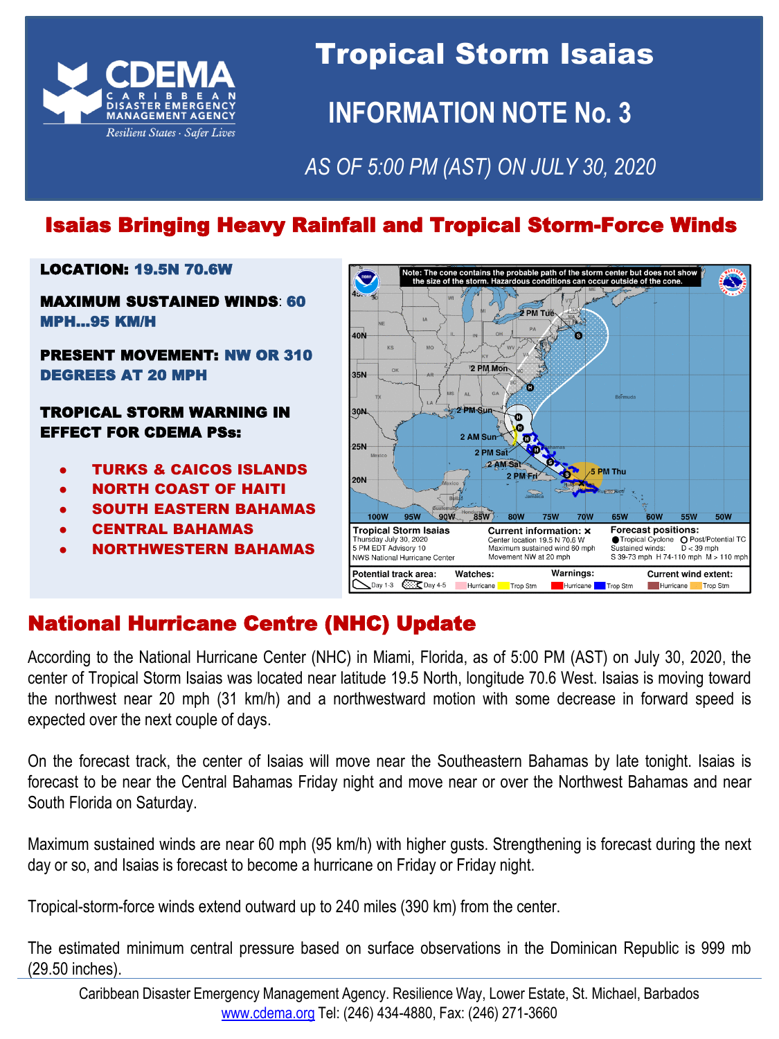# Tropical Storm Isaias

## INFORMATION NOTE No. 3

*AS OF 5:00 PM (AST) ON JULY 30, 2020*

## Isaias Bringing Heavy Rainfall and Tropical Storm-Force Winds

**LOCATION:** 19.5N 70.6W

**MAXIMUM SUSTAINED WINDS**: 60 MPH…95 KM/H

**PRESENT MOVEMENT:** NW OR 310 DEGREES AT 20 MPH

**TROPICAL STORM WARNING IN EFFECT FOR CDEMA PSs:**

- TURKS & CAICOS ISLANDS
- NORTH COAST OF HAITI
- SOUTH EASTERN BAHAMAS
- CENTRAL BAHAMAS
- NORTHWESTERN BAHAMAS

## National Hurricane Centre (NHC) Update

According to the National Hurricane Center (NHC) in Miami, Florida, as of 5:00 PM (AST) on July 30, 2020, the center of Tropical Storm Isaias was located near latitude 19.5 North, longitude 70.6 West. Isaias is moving toward the northwest near 20 mph (31 km/h) and a northwestward motion with some decrease in forward speed is expected over the next couple of days.

On the forecast track, the center of Isaias will move near the Southeastern Bahamas by late tonight. Isaias is forecast to be near the Central Bahamas Friday night and move near or over the Northwest Bahamas and near South Florida on Saturday.

Maximum sustained winds are near 60 mph (95 km/h) with higher gusts. Strengthening is forecast during the next day or so, and Isaias is forecast to become a hurricane on Friday or Friday night.

Tropical-storm-force winds extend outward up to 240 miles (390 km) from the center.

The estimated minimum central pressure based on surface observations in the Dominican Republic is 999 mb (29.50 inches).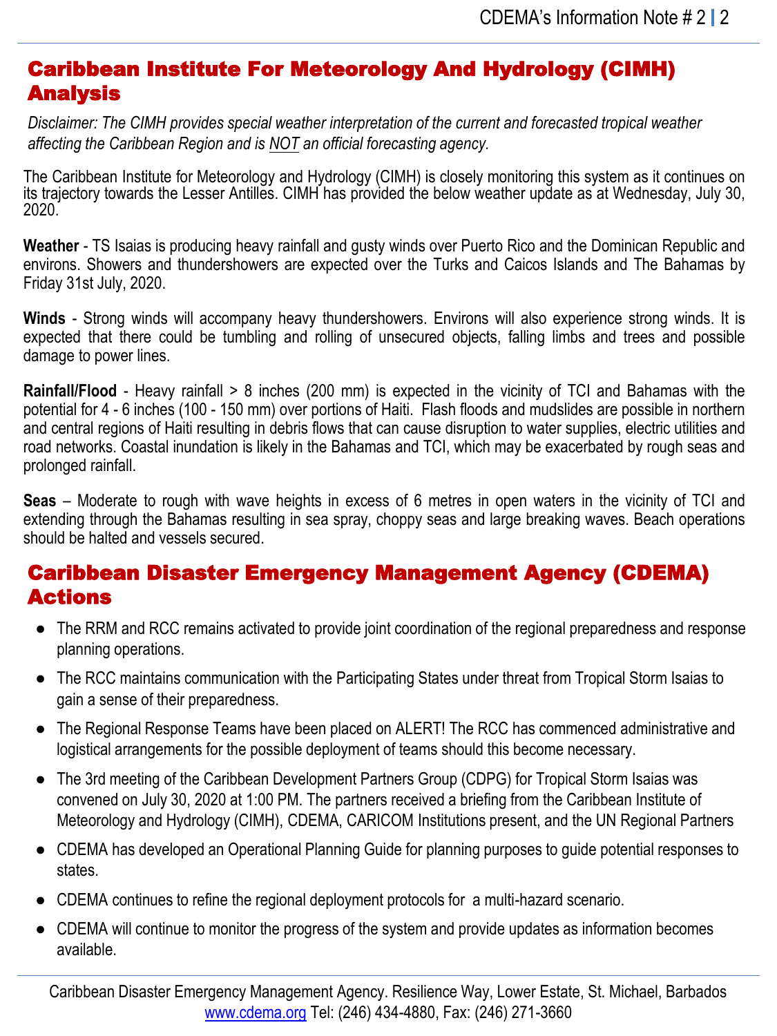## Caribbean Institute For Meteorology And Hydrology (CIMH) Analysis

*Disclaimer: The CIMH provides special weather interpretation of the current and forecasted tropical weather affecting the Caribbean Region and is NOT an official forecasting agency.*

The Caribbean Institute for Meteorology and Hydrology (CIMH) is closely monitoring this system as it continues on its trajectory towards the Lesser Antilles. CIMH has provided the below weather update as at Wednesday, July 30, 2020.

**Weather** - TS Isaias is producing heavy rainfall and gusty winds over Puerto Rico and the Dominican Republic and environs. Showers and thundershowers are expected over the Turks and Caicos Islands and The Bahamas by Friday 31st July, 2020.

**Winds** - Strong winds will accompany heavy thundershowers. Environs will also experience strong winds. It is expected that there could be tumbling and rolling of unsecured objects, falling limbs and trees and possible damage to power lines.

**Rainfall/Flood** - Heavy rainfall > 8 inches (200 mm) is expected in the vicinity of TCI and Bahamas with the potential for 4 - 6 inches (100 - 150 mm) over portions of Haiti. Flash floods and mudslides are possible in northern and central regions of Haiti resulting in debris flows that can cause disruption to water supplies, electric utilities and road networks. Coastal inundation is likely in the Bahamas and TCI, which may be exacerbated by rough seas and prolonged rainfall.

**Seas** – Moderate to rough with wave heights in excess of 6 metres in open waters in the vicinity of TCI and extending through the Bahamas resulting in sea spray, choppy seas and large breaking waves. Beach operations should be halted and vessels secured.

## Caribbean Disaster Emergency Management Agency (CDEMA) Actions

- The RRM and RCC remains activated to provide joint coordination of the regional preparedness and response planning operations.
- The RCC maintains communication with the Participating States under threat from Tropical Storm Isaias to gain a sense of their preparedness.
- The Regional Response Teams have been placed on ALERT! The RCC has commenced administrative and logistical arrangements for the possible deployment of teams should this become necessary.
- The 3rd meeting of the Caribbean Development Partners Group (CDPG) for Tropical Storm Isaias was convened on July 30, 2020 at 1:00 PM. The partners received a briefing from the Caribbean Institute of Meteorology and Hydrology (CIMH), CDEMA, CARICOM Institutions present, and the UN Regional Partners
- CDEMA has developed an Operational Planning Guide for planning purposes to guide potential responses to states.
- CDEMA continues to refine the regional deployment protocols for a multi-hazard scenario.
- CDEMA will continue to monitor the progress of the system and provide updates as information becomes available.

Caribbean Disaster Emergency Management Agency. Resilience Way, Lower Estate, St. Michael, Barbados
www.cdema.org Tel: (246) 434-4880, Fax: (246) 271-3660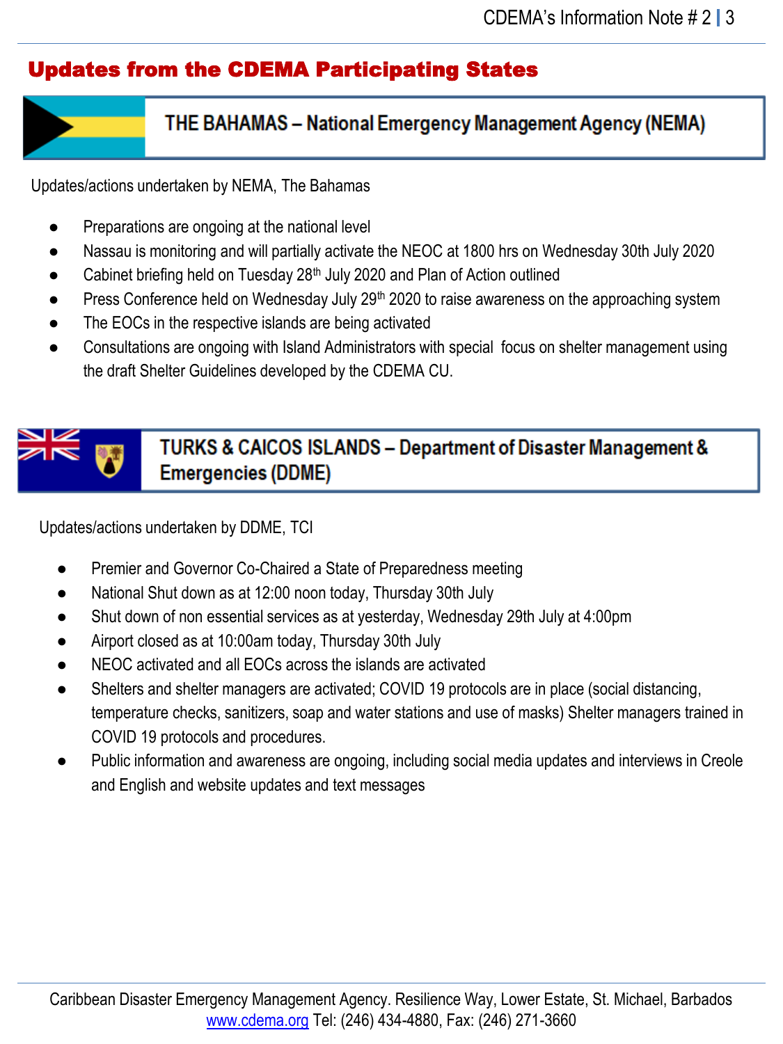## Updates from the CDEMA Participating States

### THE BAHAMAS – National Emergency Management Agency (NEMA)

Updates/actions undertaken by NEMA, The Bahamas

- Preparations are ongoing at the national level
- Nassau is monitoring and will partially activate the NEOC at 1800 hrs on Wednesday 30th July 2020
- Cabinet briefing held on Tuesday 28th July 2020 and Plan of Action outlined
- Press Conference held on Wednesday July 29th 2020 to raise awareness on the approaching system
- The EOCs in the respective islands are being activated
- Consultations are ongoing with Island Administrators with special focus on shelter management using the draft Shelter Guidelines developed by the CDEMA CU.

### TURKS & CAICOS ISLANDS – Department of Disaster Management & Emergencies (DDME)

Updates/actions undertaken by DDME, TCI

- Premier and Governor Co-Chaired a State of Preparedness meeting
- National Shut down as at 12:00 noon today, Thursday 30th July
- Shut down of non essential services as at yesterday, Wednesday 29th July at 4:00pm
- Airport closed as at 10:00am today, Thursday 30th July
- NEOC activated and all EOCs across the islands are activated
- Shelters and shelter managers are activated; COVID 19 protocols are in place (social distancing, temperature checks, sanitizers, soap and water stations and use of masks) Shelter managers trained in COVID 19 protocols and procedures.
- Public information and awareness are ongoing, including social media updates and interviews in Creole and English and website updates and text messages